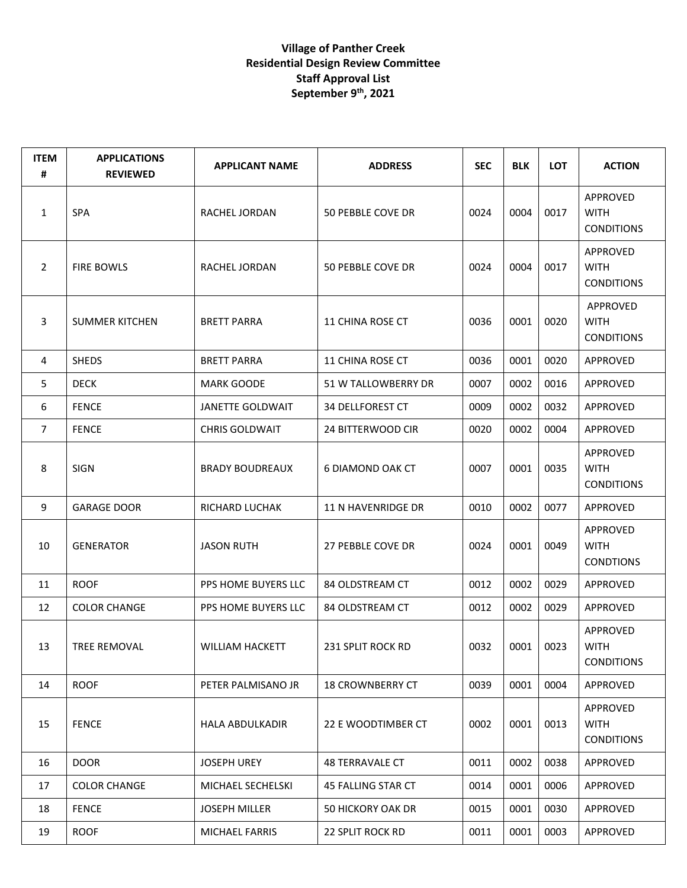**Village of Panther Creek**
**Residential Design Review Committee**
**Staff Approval List**
**September 9th, 2021**

| ITEM # | APPLICATIONS REVIEWED | APPLICANT NAME | ADDRESS | SEC | BLK | LOT | ACTION |
|---|---|---|---|---|---|---|---|
| 1 | SPA | RACHEL JORDAN | 50 PEBBLE COVE DR | 0024 | 0004 | 0017 | APPROVED WITH CONDITIONS |
| 2 | FIRE BOWLS | RACHEL JORDAN | 50 PEBBLE COVE DR | 0024 | 0004 | 0017 | APPROVED WITH CONDITIONS |
| 3 | SUMMER KITCHEN | BRETT PARRA | 11 CHINA ROSE CT | 0036 | 0001 | 0020 | APPROVED WITH CONDITIONS |
| 4 | SHEDS | BRETT PARRA | 11 CHINA ROSE CT | 0036 | 0001 | 0020 | APPROVED |
| 5 | DECK | MARK GOODE | 51 W TALLOWBERRY DR | 0007 | 0002 | 0016 | APPROVED |
| 6 | FENCE | JANETTE GOLDWAIT | 34 DELLFOREST CT | 0009 | 0002 | 0032 | APPROVED |
| 7 | FENCE | CHRIS GOLDWAIT | 24 BITTERWOOD CIR | 0020 | 0002 | 0004 | APPROVED |
| 8 | SIGN | BRADY BOUDREAUX | 6 DIAMOND OAK CT | 0007 | 0001 | 0035 | APPROVED WITH CONDITIONS |
| 9 | GARAGE DOOR | RICHARD LUCHAK | 11 N HAVENRIDGE DR | 0010 | 0002 | 0077 | APPROVED |
| 10 | GENERATOR | JASON RUTH | 27 PEBBLE COVE DR | 0024 | 0001 | 0049 | APPROVED WITH CONDTIONS |
| 11 | ROOF | PPS HOME BUYERS LLC | 84 OLDSTREAM CT | 0012 | 0002 | 0029 | APPROVED |
| 12 | COLOR CHANGE | PPS HOME BUYERS LLC | 84 OLDSTREAM CT | 0012 | 0002 | 0029 | APPROVED |
| 13 | TREE REMOVAL | WILLIAM HACKETT | 231 SPLIT ROCK RD | 0032 | 0001 | 0023 | APPROVED WITH CONDITIONS |
| 14 | ROOF | PETER PALMISANO JR | 18 CROWNBERRY CT | 0039 | 0001 | 0004 | APPROVED |
| 15 | FENCE | HALA ABDULKADIR | 22 E WOODTIMBER CT | 0002 | 0001 | 0013 | APPROVED WITH CONDITIONS |
| 16 | DOOR | JOSEPH UREY | 48 TERRAVALE CT | 0011 | 0002 | 0038 | APPROVED |
| 17 | COLOR CHANGE | MICHAEL SECHELSKI | 45 FALLING STAR CT | 0014 | 0001 | 0006 | APPROVED |
| 18 | FENCE | JOSEPH MILLER | 50 HICKORY OAK DR | 0015 | 0001 | 0030 | APPROVED |
| 19 | ROOF | MICHAEL FARRIS | 22 SPLIT ROCK RD | 0011 | 0001 | 0003 | APPROVED |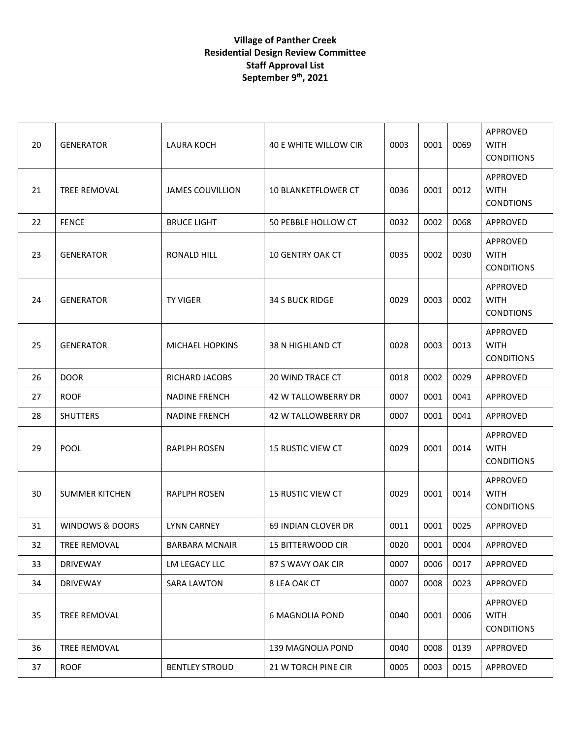**Village of Panther Creek**
**Residential Design Review Committee**
**Staff Approval List**
**September 9th, 2021**

| | | | | | | | |
|---|---|---|---|---|---|---|---|
| 20 | GENERATOR | LAURA KOCH | 40 E WHITE WILLOW CIR | 0003 | 0001 | 0069 | APPROVED WITH CONDITIONS |
| 21 | TREE REMOVAL | JAMES COUVILLION | 10 BLANKETFLOWER CT | 0036 | 0001 | 0012 | APPROVED WITH CONDTIONS |
| 22 | FENCE | BRUCE LIGHT | 50 PEBBLE HOLLOW CT | 0032 | 0002 | 0068 | APPROVED |
| 23 | GENERATOR | RONALD HILL | 10 GENTRY OAK CT | 0035 | 0002 | 0030 | APPROVED WITH CONDITIONS |
| 24 | GENERATOR | TY VIGER | 34 S BUCK RIDGE | 0029 | 0003 | 0002 | APPROVED WITH CONDTIONS |
| 25 | GENERATOR | MICHAEL HOPKINS | 38 N HIGHLAND CT | 0028 | 0003 | 0013 | APPROVED WITH CONDITIONS |
| 26 | DOOR | RICHARD JACOBS | 20 WIND TRACE CT | 0018 | 0002 | 0029 | APPROVED |
| 27 | ROOF | NADINE FRENCH | 42 W TALLOWBERRY DR | 0007 | 0001 | 0041 | APPROVED |
| 28 | SHUTTERS | NADINE FRENCH | 42 W TALLOWBERRY DR | 0007 | 0001 | 0041 | APPROVED |
| 29 | POOL | RAPLPH ROSEN | 15 RUSTIC VIEW CT | 0029 | 0001 | 0014 | APPROVED WITH CONDITIONS |
| 30 | SUMMER KITCHEN | RAPLPH ROSEN | 15 RUSTIC VIEW CT | 0029 | 0001 | 0014 | APPROVED WITH CONDITIONS |
| 31 | WINDOWS & DOORS | LYNN CARNEY | 69 INDIAN CLOVER DR | 0011 | 0001 | 0025 | APPROVED |
| 32 | TREE REMOVAL | BARBARA MCNAIR | 15 BITTERWOOD CIR | 0020 | 0001 | 0004 | APPROVED |
| 33 | DRIVEWAY | LM LEGACY LLC | 87 S WAVY OAK CIR | 0007 | 0006 | 0017 | APPROVED |
| 34 | DRIVEWAY | SARA LAWTON | 8 LEA OAK CT | 0007 | 0008 | 0023 | APPROVED |
| 35 | TREE REMOVAL | | 6 MAGNOLIA POND | 0040 | 0001 | 0006 | APPROVED WITH CONDITIONS |
| 36 | TREE REMOVAL | | 139 MAGNOLIA POND | 0040 | 0008 | 0139 | APPROVED |
| 37 | ROOF | BENTLEY STROUD | 21 W TORCH PINE CIR | 0005 | 0003 | 0015 | APPROVED |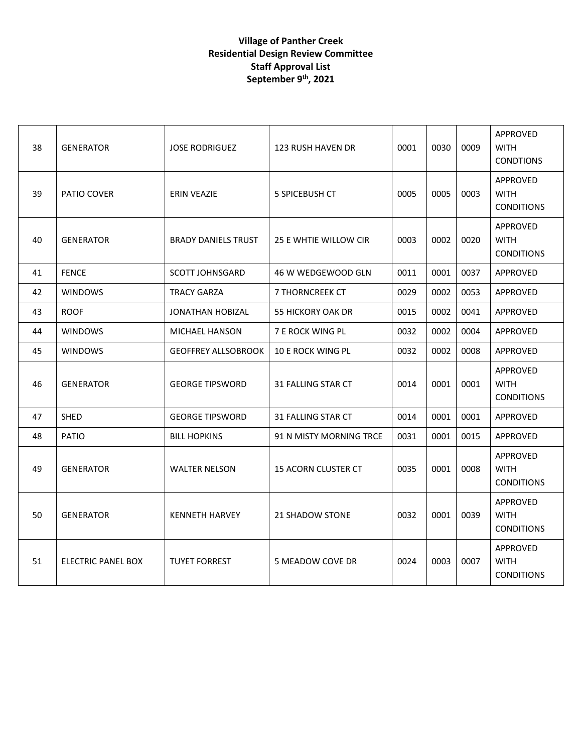**Village of Panther Creek**
**Residential Design Review Committee**
**Staff Approval List**
**September 9th, 2021**

| | | | | | | | |
|---|---|---|---|---|---|---|---|
| 38 | GENERATOR | JOSE RODRIGUEZ | 123 RUSH HAVEN DR | 0001 | 0030 | 0009 | APPROVED WITH CONDTIONS |
| 39 | PATIO COVER | ERIN VEAZIE | 5 SPICEBUSH CT | 0005 | 0005 | 0003 | APPROVED WITH CONDITIONS |
| 40 | GENERATOR | BRADY DANIELS TRUST | 25 E WHTIE WILLOW CIR | 0003 | 0002 | 0020 | APPROVED WITH CONDITIONS |
| 41 | FENCE | SCOTT JOHNSGARD | 46 W WEDGEWOOD GLN | 0011 | 0001 | 0037 | APPROVED |
| 42 | WINDOWS | TRACY GARZA | 7 THORNCREEK CT | 0029 | 0002 | 0053 | APPROVED |
| 43 | ROOF | JONATHAN HOBIZAL | 55 HICKORY OAK DR | 0015 | 0002 | 0041 | APPROVED |
| 44 | WINDOWS | MICHAEL HANSON | 7 E ROCK WING PL | 0032 | 0002 | 0004 | APPROVED |
| 45 | WINDOWS | GEOFFREY ALLSOBROOK | 10 E ROCK WING PL | 0032 | 0002 | 0008 | APPROVED |
| 46 | GENERATOR | GEORGE TIPSWORD | 31 FALLING STAR CT | 0014 | 0001 | 0001 | APPROVED WITH CONDITIONS |
| 47 | SHED | GEORGE TIPSWORD | 31 FALLING STAR CT | 0014 | 0001 | 0001 | APPROVED |
| 48 | PATIO | BILL HOPKINS | 91 N MISTY MORNING TRCE | 0031 | 0001 | 0015 | APPROVED |
| 49 | GENERATOR | WALTER NELSON | 15 ACORN CLUSTER CT | 0035 | 0001 | 0008 | APPROVED WITH CONDITIONS |
| 50 | GENERATOR | KENNETH HARVEY | 21 SHADOW STONE | 0032 | 0001 | 0039 | APPROVED WITH CONDITIONS |
| 51 | ELECTRIC PANEL BOX | TUYET FORREST | 5 MEADOW COVE DR | 0024 | 0003 | 0007 | APPROVED WITH CONDITIONS |